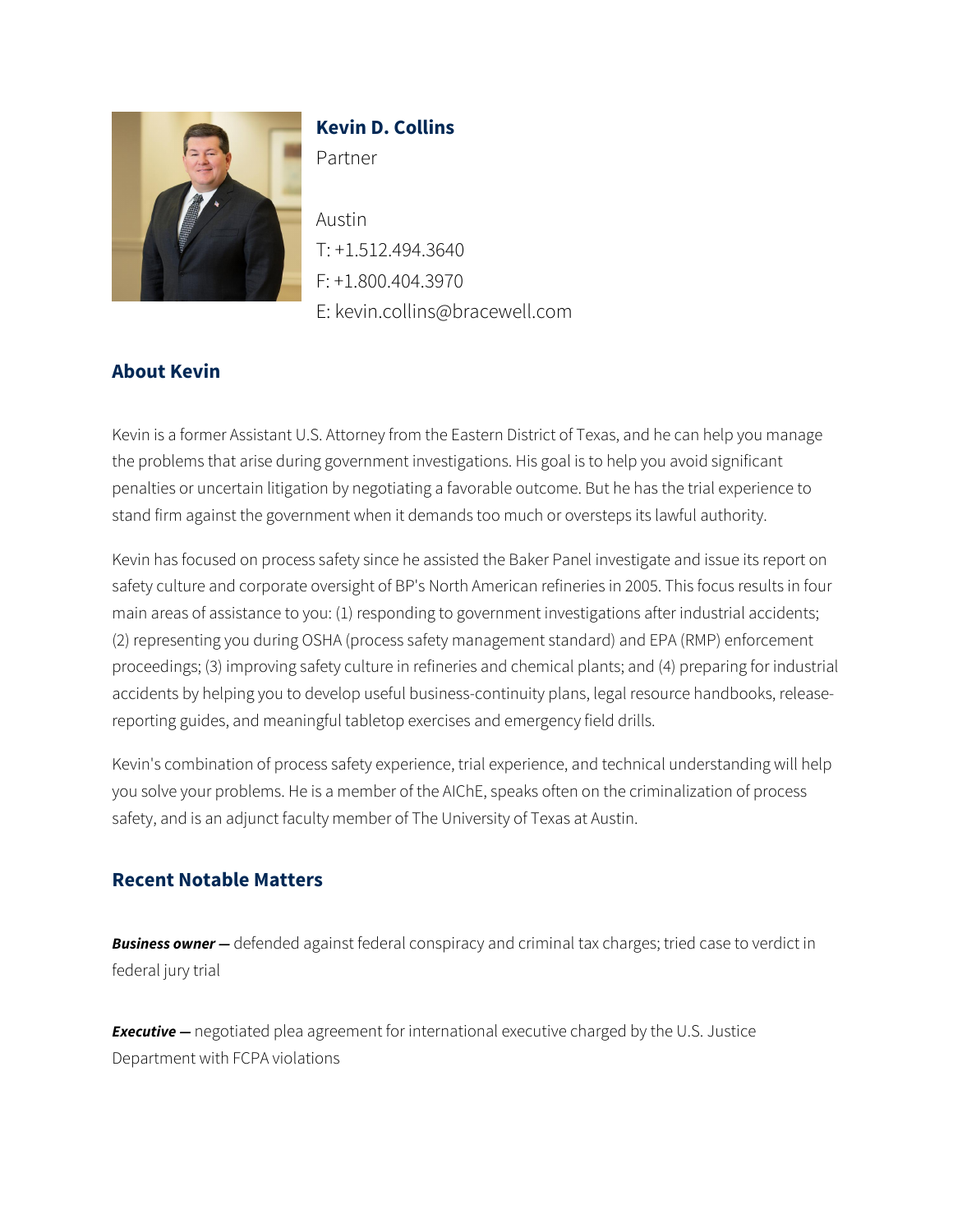**Kevin D. Collins**

Partner

Austin

T: +1.512.494.3640

F: +1.800.404.3970

E: kevin.collins@bracewell.com

## About Kevin

Kevin is a former Assistant U.S. Attorney from the Eastern District of Texas, and he can help you manage the problems that arise during government investigations. His goal is to help you avoid significant penalties or uncertain litigation by negotiating a favorable outcome. But he has the trial experience to stand firm against the government when it demands too much or oversteps its lawful authority.

Kevin has focused on process safety since he assisted the Baker Panel investigate and issue its report on safety culture and corporate oversight of BP's North American refineries in 2005. This focus results in four main areas of assistance to you: (1) responding to government investigations after industrial accidents; (2) representing you during OSHA (process safety management standard) and EPA (RMP) enforcement proceedings; (3) improving safety culture in refineries and chemical plants; and (4) preparing for industrial accidents by helping you to develop useful business-continuity plans, legal resource handbooks, release-reporting guides, and meaningful tabletop exercises and emergency field drills.

Kevin's combination of process safety experience, trial experience, and technical understanding will help you solve your problems. He is a member of the AIChE, speaks often on the criminalization of process safety, and is an adjunct faculty member of The University of Texas at Austin.

## Recent Notable Matters

***Business owner —*** defended against federal conspiracy and criminal tax charges; tried case to verdict in federal jury trial

***Executive —*** negotiated plea agreement for international executive charged by the U.S. Justice Department with FCPA violations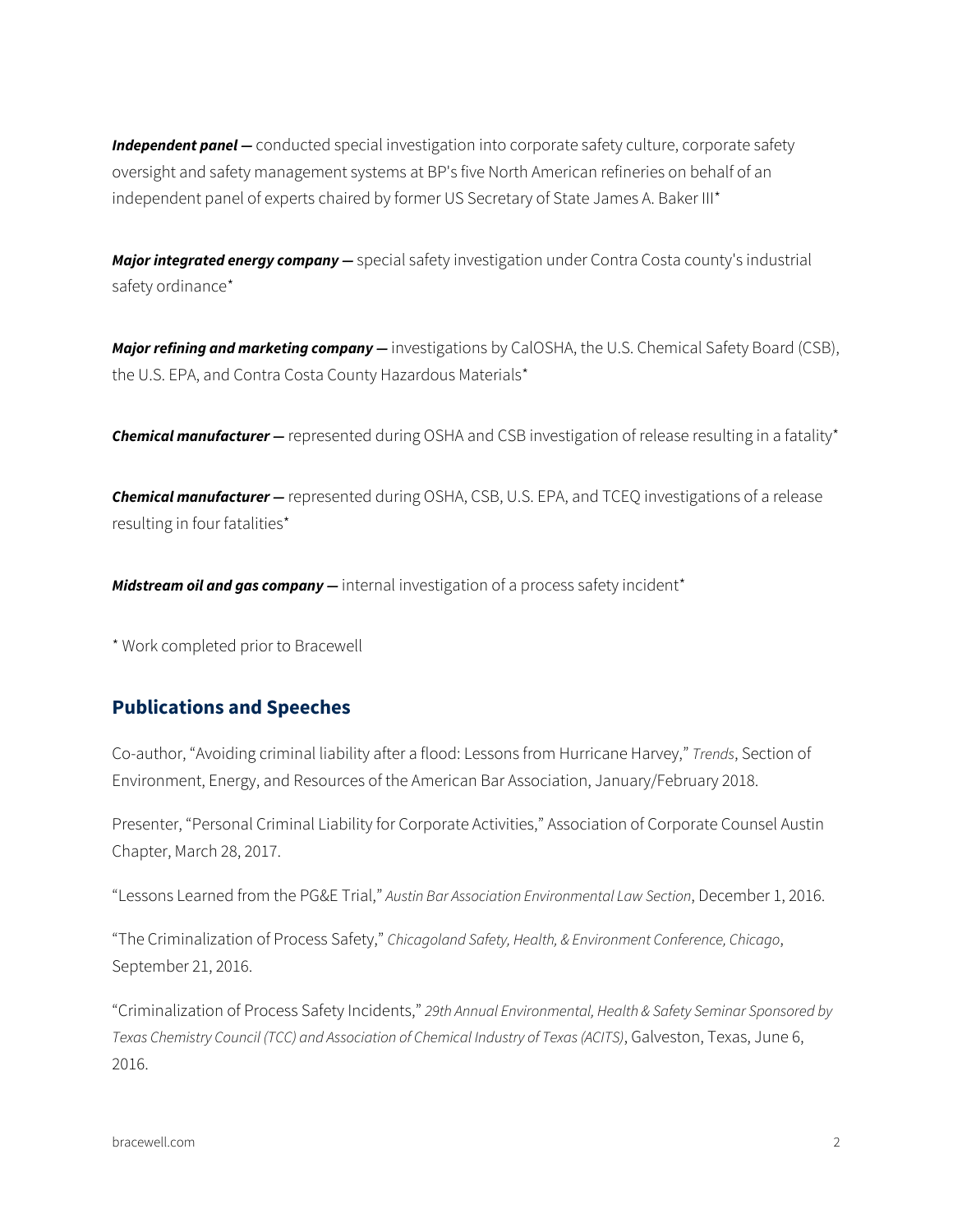***Independent panel —*** conducted special investigation into corporate safety culture, corporate safety oversight and safety management systems at BP's five North American refineries on behalf of an independent panel of experts chaired by former US Secretary of State James A. Baker III*

***Major integrated energy company —*** special safety investigation under Contra Costa county's industrial safety ordinance*

***Major refining and marketing company —*** investigations by CalOSHA, the U.S. Chemical Safety Board (CSB), the U.S. EPA, and Contra Costa County Hazardous Materials*

***Chemical manufacturer —*** represented during OSHA and CSB investigation of release resulting in a fatality*

***Chemical manufacturer —*** represented during OSHA, CSB, U.S. EPA, and TCEQ investigations of a release resulting in four fatalities*

***Midstream oil and gas company —*** internal investigation of a process safety incident*

* Work completed prior to Bracewell

## Publications and Speeches

Co-author, "Avoiding criminal liability after a flood: Lessons from Hurricane Harvey," *Trends*, Section of Environment, Energy, and Resources of the American Bar Association, January/February 2018.

Presenter, "Personal Criminal Liability for Corporate Activities," Association of Corporate Counsel Austin Chapter, March 28, 2017.

"Lessons Learned from the PG&E Trial," *Austin Bar Association Environmental Law Section*, December 1, 2016.

"The Criminalization of Process Safety," *Chicagoland Safety, Health, & Environment Conference, Chicago*, September 21, 2016.

"Criminalization of Process Safety Incidents," *29th Annual Environmental, Health & Safety Seminar Sponsored by Texas Chemistry Council (TCC) and Association of Chemical Industry of Texas (ACITS)*, Galveston, Texas, June 6, 2016.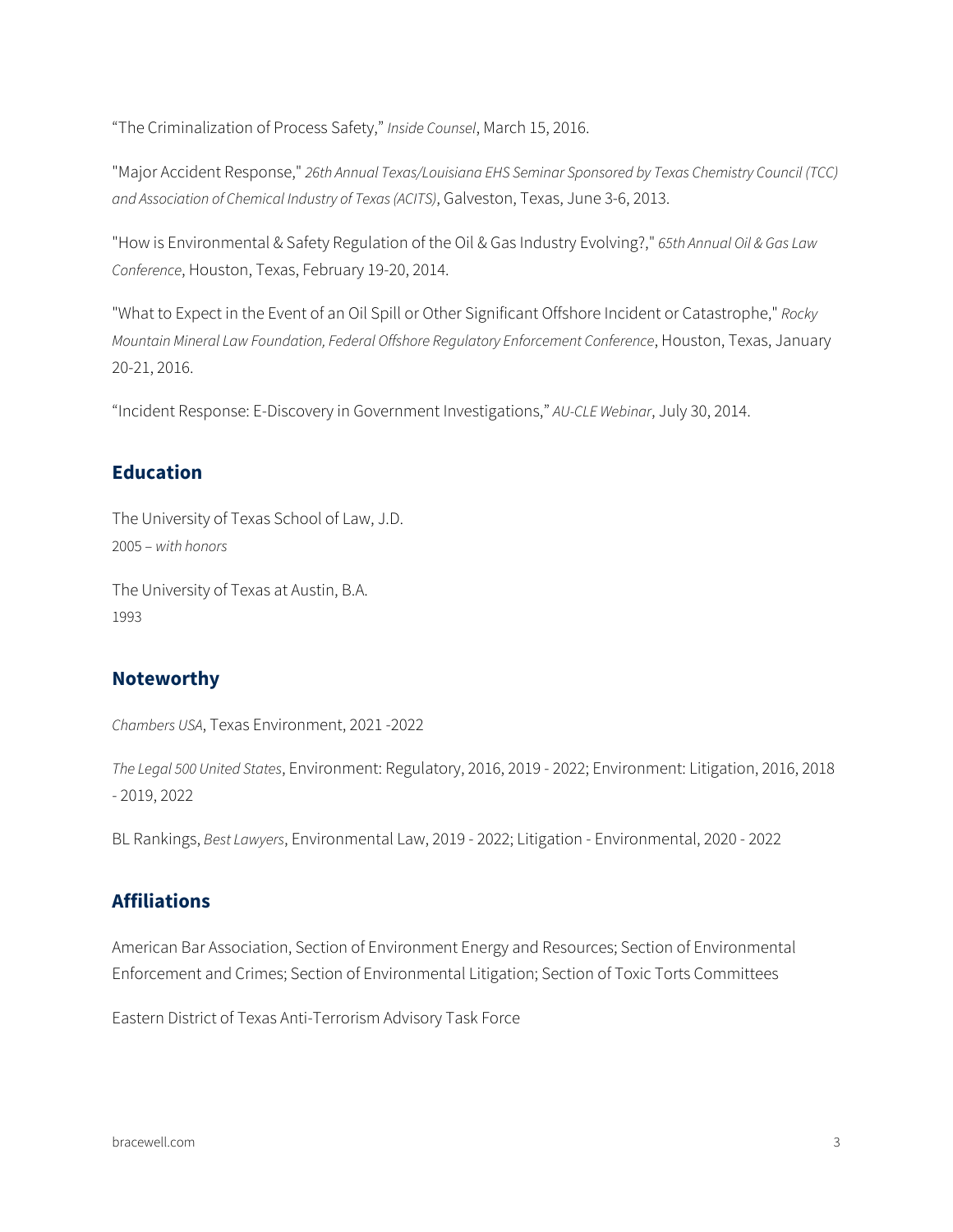"The Criminalization of Process Safety," *Inside Counsel*, March 15, 2016.

"Major Accident Response," *26th Annual Texas/Louisiana EHS Seminar Sponsored by Texas Chemistry Council (TCC) and Association of Chemical Industry of Texas (ACITS)*, Galveston, Texas, June 3-6, 2013.

"How is Environmental & Safety Regulation of the Oil & Gas Industry Evolving?," *65th Annual Oil & Gas Law Conference*, Houston, Texas, February 19-20, 2014.

"What to Expect in the Event of an Oil Spill or Other Significant Offshore Incident or Catastrophe," *Rocky Mountain Mineral Law Foundation, Federal Offshore Regulatory Enforcement Conference*, Houston, Texas, January 20-21, 2016.

"Incident Response: E-Discovery in Government Investigations," *AU-CLE Webinar*, July 30, 2014.

## Education

The University of Texas School of Law, J.D.
2005 – *with honors*

The University of Texas at Austin, B.A.
1993

## Noteworthy

*Chambers USA*, Texas Environment, 2021 -2022

*The Legal 500 United States*, Environment: Regulatory, 2016, 2019 - 2022; Environment: Litigation, 2016, 2018 - 2019, 2022

BL Rankings, *Best Lawyers*, Environmental Law, 2019 - 2022; Litigation - Environmental, 2020 - 2022

## Affiliations

American Bar Association, Section of Environment Energy and Resources; Section of Environmental Enforcement and Crimes; Section of Environmental Litigation; Section of Toxic Torts Committees

Eastern District of Texas Anti-Terrorism Advisory Task Force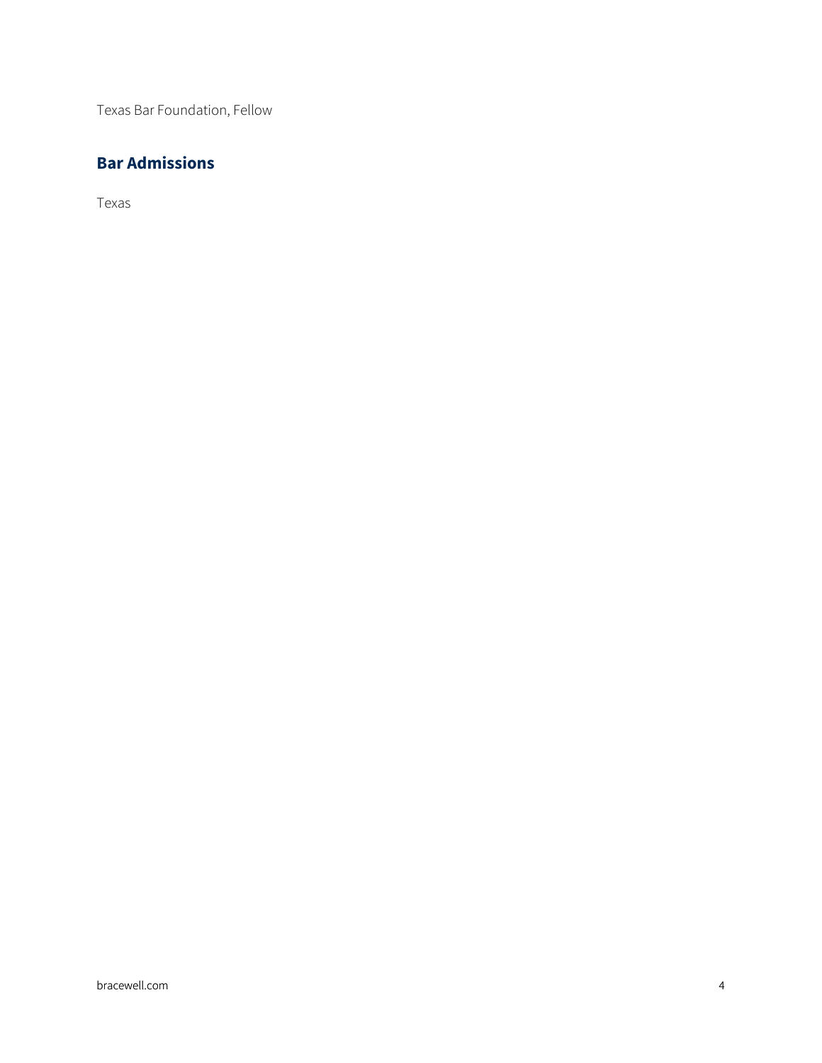Texas Bar Foundation, Fellow

## Bar Admissions

Texas